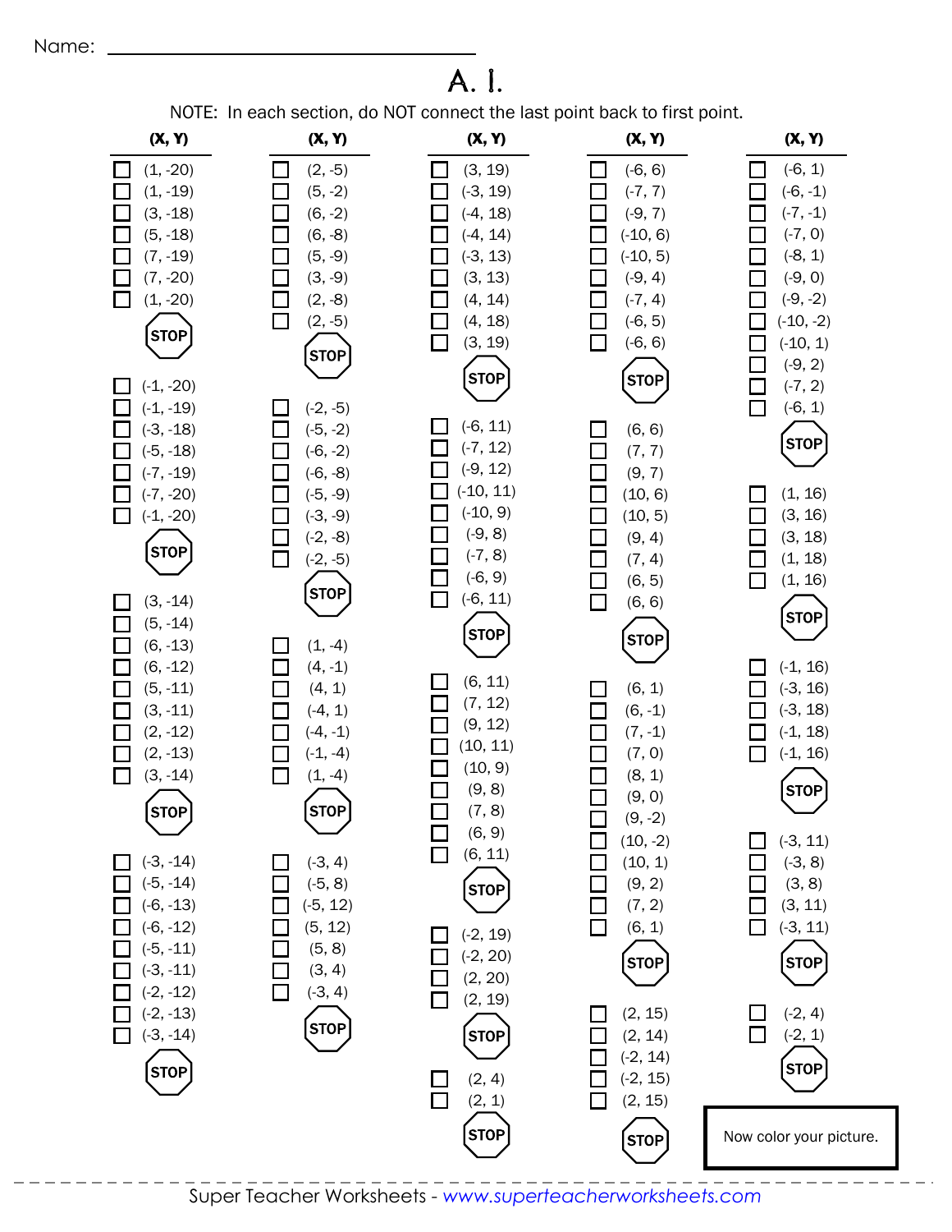Name: ________________________________

# A. I.

NOTE: In each section, do NOT connect the last point back to first point.

**(X, Y)**

- ☐ (1, -20)
- ☐ (1, -19)
- ☐ (3, -18)
- ☐ (5, -18)
- ☐ (7, -19)
- ☐ (7, -20)
- ☐ (1, -20)

STOP

- ☐ (-1, -20)
- ☐ (-1, -19)
- ☐ (-3, -18)
- ☐ (-5, -18)
- ☐ (-7, -19)
- ☐ (-7, -20)
- ☐ (-1, -20)

STOP

- ☐ (3, -14)
- ☐ (5, -14)
- ☐ (6, -13)
- ☐ (6, -12)
- ☐ (5, -11)
- ☐ (3, -11)
- ☐ (2, -12)
- ☐ (2, -13)
- ☐ (3, -14)

STOP

- ☐ (-3, -14)
- ☐ (-5, -14)
- ☐ (-6, -13)
- ☐ (-6, -12)
- ☐ (-5, -11)
- ☐ (-3, -11)
- ☐ (-2, -12)
- ☐ (-2, -13)
- ☐ (-3, -14)

STOP

**(X, Y)**

- ☐ (2, -5)
- ☐ (5, -2)
- ☐ (6, -2)
- ☐ (6, -8)
- ☐ (5, -9)
- ☐ (3, -9)
- ☐ (2, -8)
- ☐ (2, -5)

STOP

- ☐ (-2, -5)
- ☐ (-5, -2)
- ☐ (-6, -2)
- ☐ (-6, -8)
- ☐ (-5, -9)
- ☐ (-3, -9)
- ☐ (-2, -8)
- ☐ (-2, -5)

STOP

- ☐ (1, -4)
- ☐ (4, -1)
- ☐ (4, 1)
- ☐ (-4, 1)
- ☐ (-4, -1)
- ☐ (-1, -4)
- ☐ (1, -4)

STOP

- ☐ (-3, 4)
- ☐ (-5, 8)
- ☐ (-5, 12)
- ☐ (5, 12)
- ☐ (5, 8)
- ☐ (3, 4)
- ☐ (-3, 4)

STOP

**(X, Y)**

- ☐ (3, 19)
- ☐ (-3, 19)
- ☐ (-4, 18)
- ☐ (-4, 14)
- ☐ (-3, 13)
- ☐ (3, 13)
- ☐ (4, 14)
- ☐ (4, 18)
- ☐ (3, 19)

STOP

- ☐ (-6, 11)
- ☐ (-7, 12)
- ☐ (-9, 12)
- ☐ (-10, 11)
- ☐ (-10, 9)
- ☐ (-9, 8)
- ☐ (-7, 8)
- ☐ (-6, 9)
- ☐ (-6, 11)

STOP

- ☐ (6, 11)
- ☐ (7, 12)
- ☐ (9, 12)
- ☐ (10, 11)
- ☐ (10, 9)
- ☐ (9, 8)
- ☐ (7, 8)
- ☐ (6, 9)
- ☐ (6, 11)

STOP

- ☐ (-2, 19)
- ☐ (-2, 20)
- ☐ (2, 20)
- ☐ (2, 19)

STOP

- ☐ (2, 4)
- ☐ (2, 1)

STOP

**(X, Y)**

- ☐ (-6, 6)
- ☐ (-7, 7)
- ☐ (-9, 7)
- ☐ (-10, 6)
- ☐ (-10, 5)
- ☐ (-9, 4)
- ☐ (-7, 4)
- ☐ (-6, 5)
- ☐ (-6, 6)

STOP

- ☐ (6, 6)
- ☐ (7, 7)
- ☐ (9, 7)
- ☐ (10, 6)
- ☐ (10, 5)
- ☐ (9, 4)
- ☐ (7, 4)
- ☐ (6, 5)
- ☐ (6, 6)

STOP

- ☐ (6, 1)
- ☐ (6, -1)
- ☐ (7, -1)
- ☐ (7, 0)
- ☐ (8, 1)
- ☐ (9, 0)
- ☐ (9, -2)
- ☐ (10, -2)
- ☐ (10, 1)
- ☐ (9, 2)
- ☐ (7, 2)
- ☐ (6, 1)

STOP

- ☐ (2, 15)
- ☐ (2, 14)
- ☐ (-2, 14)
- ☐ (-2, 15)
- ☐ (2, 15)

STOP

**(X, Y)**

- ☐ (-6, 1)
- ☐ (-6, -1)
- ☐ (-7, -1)
- ☐ (-7, 0)
- ☐ (-8, 1)
- ☐ (-9, 0)
- ☐ (-9, -2)
- ☐ (-10, -2)
- ☐ (-10, 1)
- ☐ (-9, 2)
- ☐ (-7, 2)
- ☐ (-6, 1)

STOP

- ☐ (1, 16)
- ☐ (3, 16)
- ☐ (3, 18)
- ☐ (1, 18)
- ☐ (1, 16)

STOP

- ☐ (-1, 16)
- ☐ (-3, 16)
- ☐ (-3, 18)
- ☐ (-1, 18)
- ☐ (-1, 16)

STOP

- ☐ (-3, 11)
- ☐ (-3, 8)
- ☐ (3, 8)
- ☐ (3, 11)
- ☐ (-3, 11)

STOP

- ☐ (-2, 4)
- ☐ (-2, 1)

STOP

Now color your picture.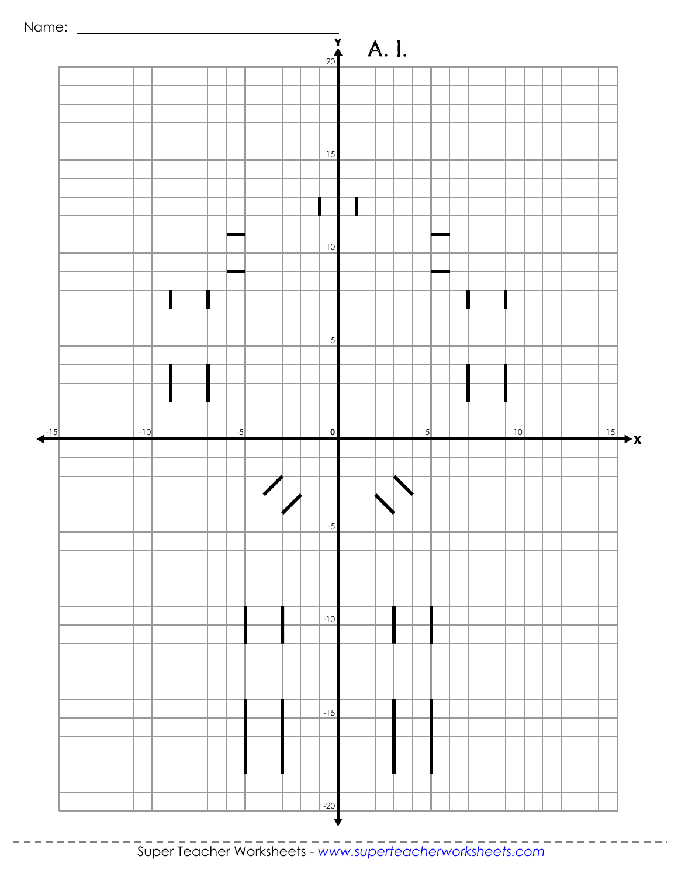Name: ______________________________

# A. I.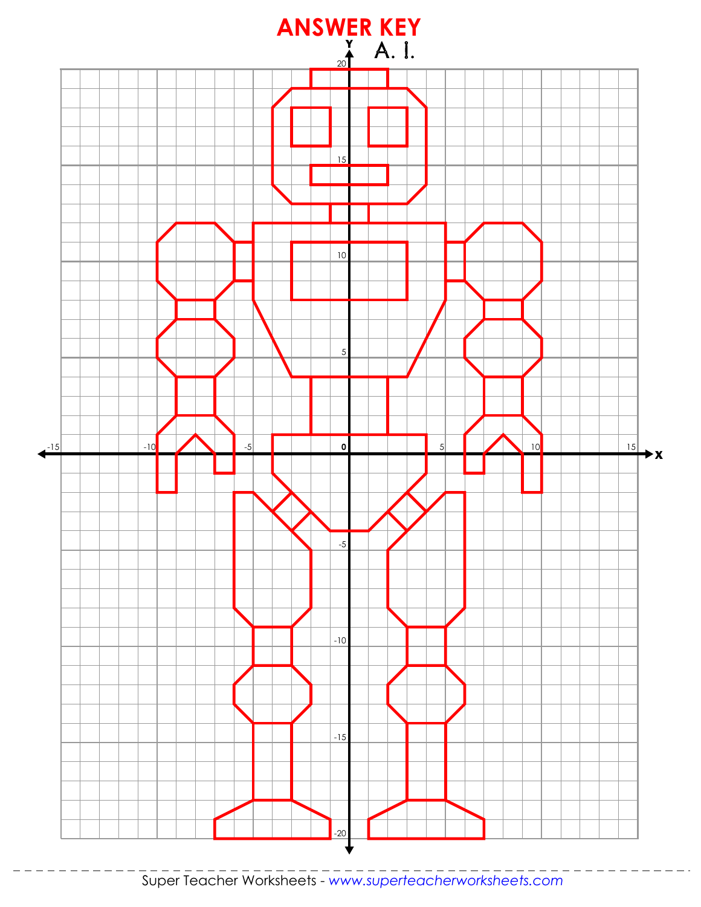# ANSWER KEY

## A. I.

Y

X

20

15

10

5

0

-5

-10

-15

-20

-15

-10

-5

5

10

15

Super Teacher Worksheets - *www.superteacherworksheets.com*